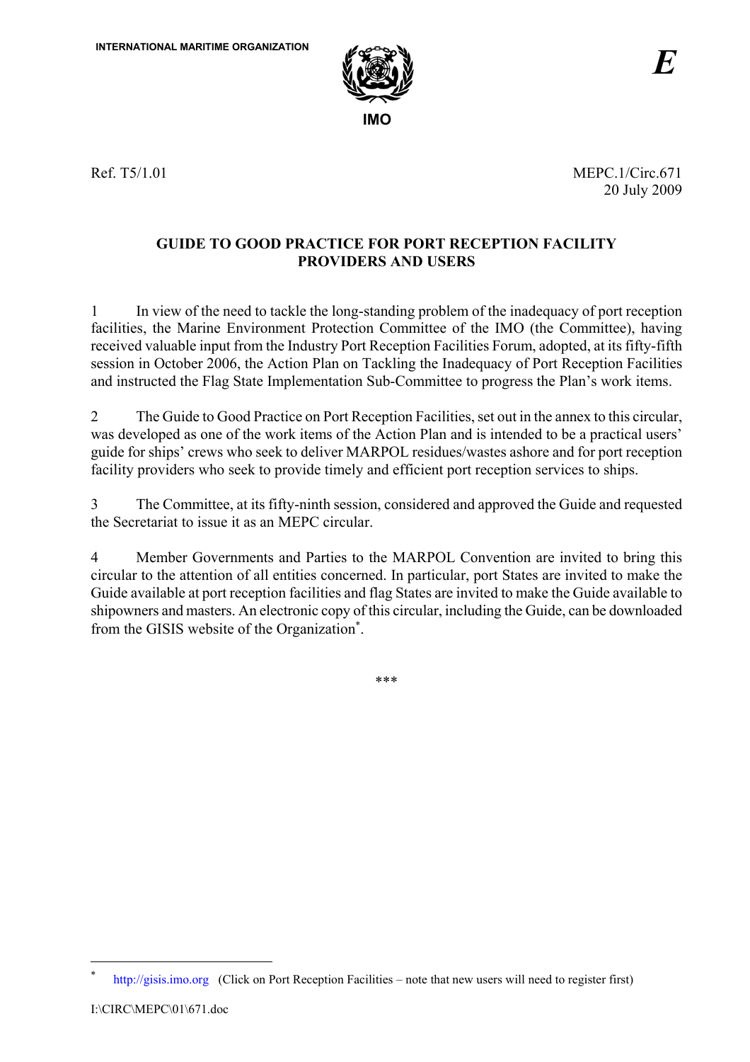INTERNATIONAL MARITIME ORGANIZATION

IMO

*E*

Ref. T5/1.01

MEPC.1/Circ.671
20 July 2009

# GUIDE TO GOOD PRACTICE FOR PORT RECEPTION FACILITY PROVIDERS AND USERS

1 In view of the need to tackle the long-standing problem of the inadequacy of port reception facilities, the Marine Environment Protection Committee of the IMO (the Committee), having received valuable input from the Industry Port Reception Facilities Forum, adopted, at its fifty-fifth session in October 2006, the Action Plan on Tackling the Inadequacy of Port Reception Facilities and instructed the Flag State Implementation Sub-Committee to progress the Plan's work items.

2 The Guide to Good Practice on Port Reception Facilities, set out in the annex to this circular, was developed as one of the work items of the Action Plan and is intended to be a practical users' guide for ships' crews who seek to deliver MARPOL residues/wastes ashore and for port reception facility providers who seek to provide timely and efficient port reception services to ships.

3 The Committee, at its fifty-ninth session, considered and approved the Guide and requested the Secretariat to issue it as an MEPC circular.

4 Member Governments and Parties to the MARPOL Convention are invited to bring this circular to the attention of all entities concerned. In particular, port States are invited to make the Guide available at port reception facilities and flag States are invited to make the Guide available to shipowners and masters. An electronic copy of this circular, including the Guide, can be downloaded from the GISIS website of the Organization*.

\*\*\*

---

\* http://gisis.imo.org (Click on Port Reception Facilities – note that new users will need to register first)

I:\CIRC\MEPC\01\671.doc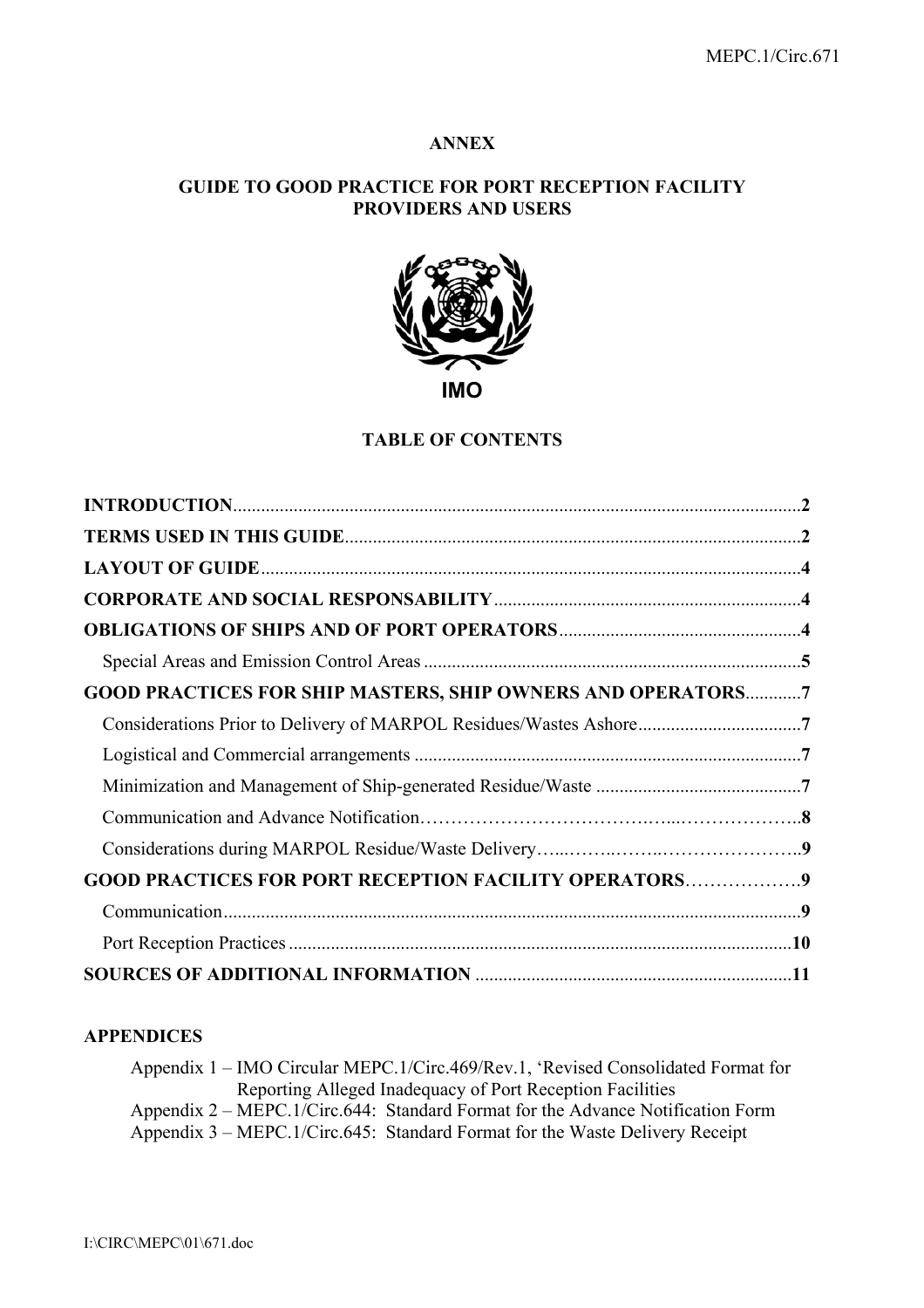**ANNEX**

**GUIDE TO GOOD PRACTICE FOR PORT RECEPTION FACILITY PROVIDERS AND USERS**

**IMO**

**TABLE OF CONTENTS**

| | |
|---|---|
| **INTRODUCTION** | **2** |
| **TERMS USED IN THIS GUIDE** | **2** |
| **LAYOUT OF GUIDE** | **4** |
| **CORPORATE AND SOCIAL RESPONSABILITY** | **4** |
| **OBLIGATIONS OF SHIPS AND OF PORT OPERATORS** | **4** |
| Special Areas and Emission Control Areas | **5** |
| **GOOD PRACTICES FOR SHIP MASTERS, SHIP OWNERS AND OPERATORS** | **7** |
| Considerations Prior to Delivery of MARPOL Residues/Wastes Ashore | **7** |
| Logistical and Commercial arrangements | **7** |
| Minimization and Management of Ship-generated Residue/Waste | **7** |
| Communication and Advance Notification | **8** |
| Considerations during MARPOL Residue/Waste Delivery | **9** |
| **GOOD PRACTICES FOR PORT RECEPTION FACILITY OPERATORS** | **9** |
| Communication | **9** |
| Port Reception Practices | **10** |
| **SOURCES OF ADDITIONAL INFORMATION** | **11** |

**APPENDICES**

Appendix 1 – IMO Circular MEPC.1/Circ.469/Rev.1, 'Revised Consolidated Format for Reporting Alleged Inadequacy of Port Reception Facilities
Appendix 2 – MEPC.1/Circ.644: Standard Format for the Advance Notification Form
Appendix 3 – MEPC.1/Circ.645: Standard Format for the Waste Delivery Receipt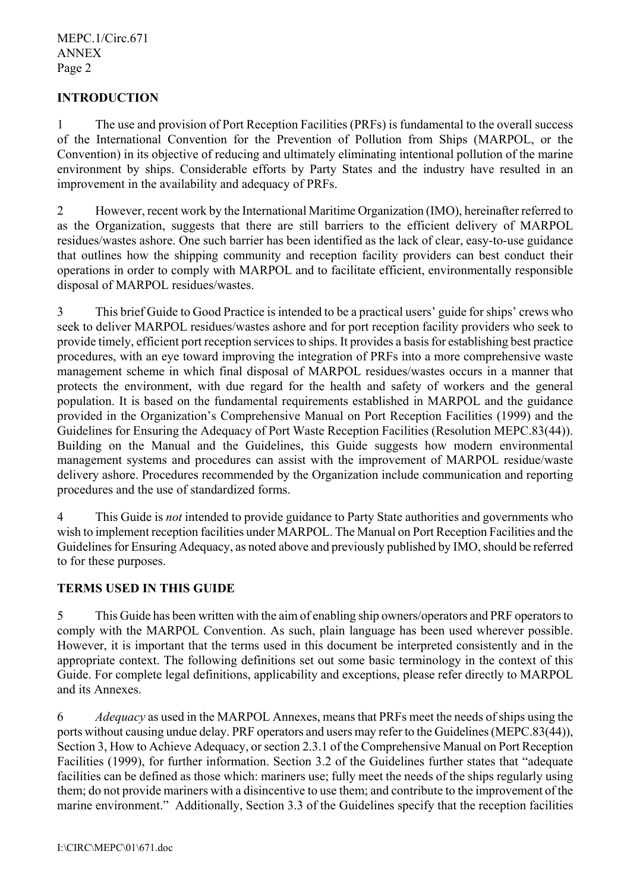## INTRODUCTION

1 The use and provision of Port Reception Facilities (PRFs) is fundamental to the overall success of the International Convention for the Prevention of Pollution from Ships (MARPOL, or the Convention) in its objective of reducing and ultimately eliminating intentional pollution of the marine environment by ships. Considerable efforts by Party States and the industry have resulted in an improvement in the availability and adequacy of PRFs.

2 However, recent work by the International Maritime Organization (IMO), hereinafter referred to as the Organization, suggests that there are still barriers to the efficient delivery of MARPOL residues/wastes ashore. One such barrier has been identified as the lack of clear, easy-to-use guidance that outlines how the shipping community and reception facility providers can best conduct their operations in order to comply with MARPOL and to facilitate efficient, environmentally responsible disposal of MARPOL residues/wastes.

3 This brief Guide to Good Practice is intended to be a practical users' guide for ships' crews who seek to deliver MARPOL residues/wastes ashore and for port reception facility providers who seek to provide timely, efficient port reception services to ships. It provides a basis for establishing best practice procedures, with an eye toward improving the integration of PRFs into a more comprehensive waste management scheme in which final disposal of MARPOL residues/wastes occurs in a manner that protects the environment, with due regard for the health and safety of workers and the general population. It is based on the fundamental requirements established in MARPOL and the guidance provided in the Organization's Comprehensive Manual on Port Reception Facilities (1999) and the Guidelines for Ensuring the Adequacy of Port Waste Reception Facilities (Resolution MEPC.83(44)). Building on the Manual and the Guidelines, this Guide suggests how modern environmental management systems and procedures can assist with the improvement of MARPOL residue/waste delivery ashore. Procedures recommended by the Organization include communication and reporting procedures and the use of standardized forms.

4 This Guide is *not* intended to provide guidance to Party State authorities and governments who wish to implement reception facilities under MARPOL. The Manual on Port Reception Facilities and the Guidelines for Ensuring Adequacy, as noted above and previously published by IMO, should be referred to for these purposes.

## TERMS USED IN THIS GUIDE

5 This Guide has been written with the aim of enabling ship owners/operators and PRF operators to comply with the MARPOL Convention. As such, plain language has been used wherever possible. However, it is important that the terms used in this document be interpreted consistently and in the appropriate context. The following definitions set out some basic terminology in the context of this Guide. For complete legal definitions, applicability and exceptions, please refer directly to MARPOL and its Annexes.

6 *Adequacy* as used in the MARPOL Annexes, means that PRFs meet the needs of ships using the ports without causing undue delay. PRF operators and users may refer to the Guidelines (MEPC.83(44)), Section 3, How to Achieve Adequacy, or section 2.3.1 of the Comprehensive Manual on Port Reception Facilities (1999), for further information. Section 3.2 of the Guidelines further states that "adequate facilities can be defined as those which: mariners use; fully meet the needs of the ships regularly using them; do not provide mariners with a disincentive to use them; and contribute to the improvement of the marine environment." Additionally, Section 3.3 of the Guidelines specify that the reception facilities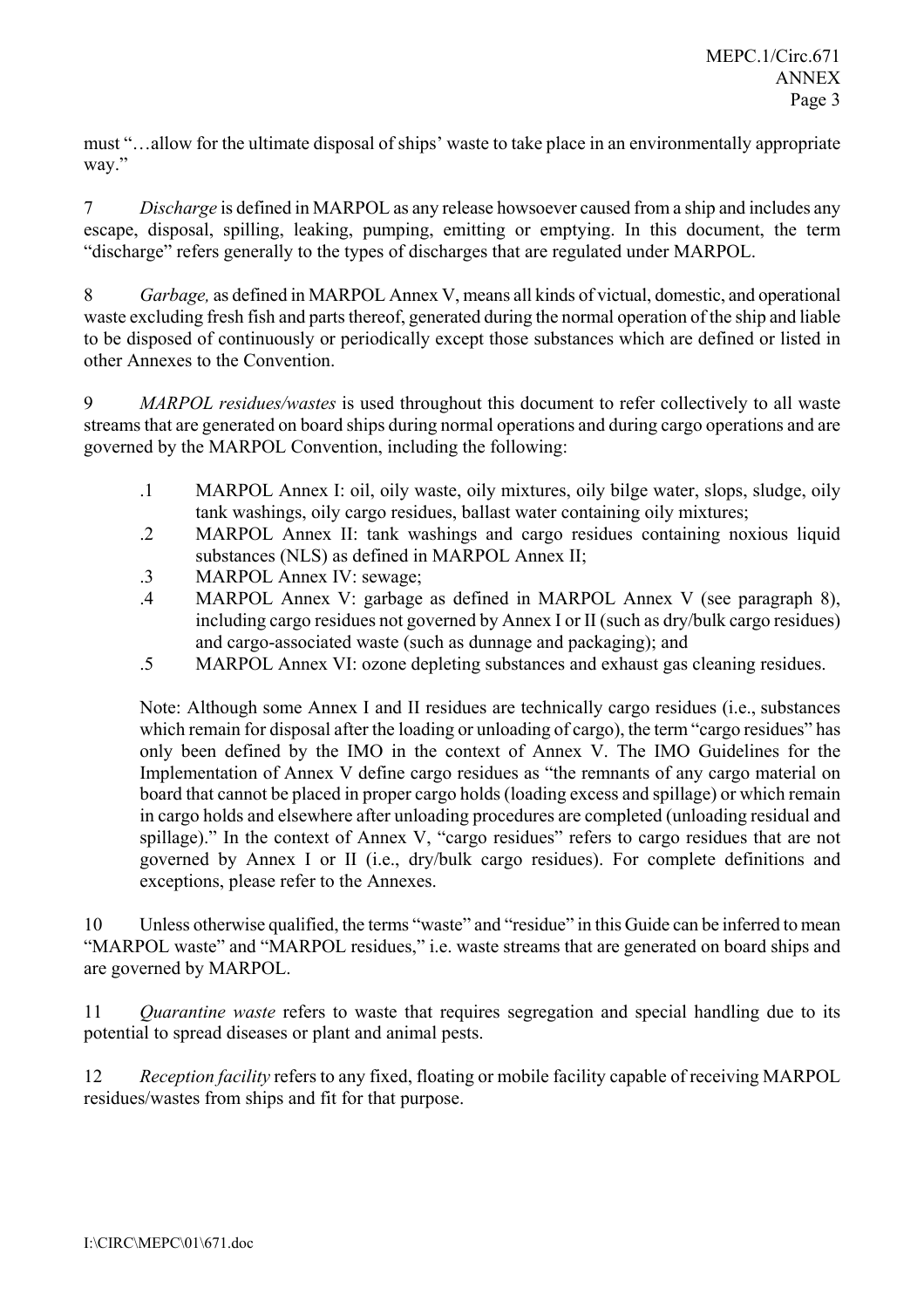must "…allow for the ultimate disposal of ships' waste to take place in an environmentally appropriate way."

7 *Discharge* is defined in MARPOL as any release howsoever caused from a ship and includes any escape, disposal, spilling, leaking, pumping, emitting or emptying. In this document, the term "discharge" refers generally to the types of discharges that are regulated under MARPOL.

8 *Garbage,* as defined in MARPOL Annex V, means all kinds of victual, domestic, and operational waste excluding fresh fish and parts thereof, generated during the normal operation of the ship and liable to be disposed of continuously or periodically except those substances which are defined or listed in other Annexes to the Convention.

9 *MARPOL residues/wastes* is used throughout this document to refer collectively to all waste streams that are generated on board ships during normal operations and during cargo operations and are governed by the MARPOL Convention, including the following:

.1 MARPOL Annex I: oil, oily waste, oily mixtures, oily bilge water, slops, sludge, oily tank washings, oily cargo residues, ballast water containing oily mixtures;

.2 MARPOL Annex II: tank washings and cargo residues containing noxious liquid substances (NLS) as defined in MARPOL Annex II;

.3 MARPOL Annex IV: sewage;

.4 MARPOL Annex V: garbage as defined in MARPOL Annex V (see paragraph 8), including cargo residues not governed by Annex I or II (such as dry/bulk cargo residues) and cargo-associated waste (such as dunnage and packaging); and

.5 MARPOL Annex VI: ozone depleting substances and exhaust gas cleaning residues.

Note: Although some Annex I and II residues are technically cargo residues (i.e., substances which remain for disposal after the loading or unloading of cargo), the term "cargo residues" has only been defined by the IMO in the context of Annex V. The IMO Guidelines for the Implementation of Annex V define cargo residues as "the remnants of any cargo material on board that cannot be placed in proper cargo holds (loading excess and spillage) or which remain in cargo holds and elsewhere after unloading procedures are completed (unloading residual and spillage)." In the context of Annex V, "cargo residues" refers to cargo residues that are not governed by Annex I or II (i.e., dry/bulk cargo residues). For complete definitions and exceptions, please refer to the Annexes.

10 Unless otherwise qualified, the terms "waste" and "residue" in this Guide can be inferred to mean "MARPOL waste" and "MARPOL residues," i.e. waste streams that are generated on board ships and are governed by MARPOL.

11 *Quarantine waste* refers to waste that requires segregation and special handling due to its potential to spread diseases or plant and animal pests.

12 *Reception facility* refers to any fixed, floating or mobile facility capable of receiving MARPOL residues/wastes from ships and fit for that purpose.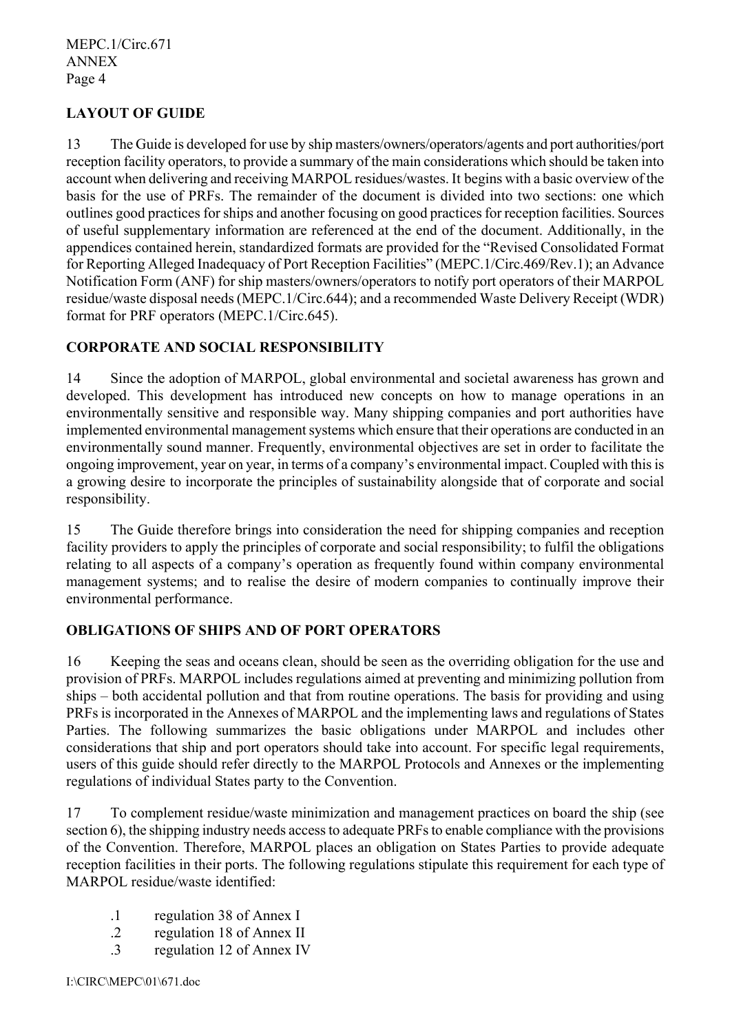## LAYOUT OF GUIDE

13 The Guide is developed for use by ship masters/owners/operators/agents and port authorities/port reception facility operators, to provide a summary of the main considerations which should be taken into account when delivering and receiving MARPOL residues/wastes. It begins with a basic overview of the basis for the use of PRFs. The remainder of the document is divided into two sections: one which outlines good practices for ships and another focusing on good practices for reception facilities. Sources of useful supplementary information are referenced at the end of the document. Additionally, in the appendices contained herein, standardized formats are provided for the "Revised Consolidated Format for Reporting Alleged Inadequacy of Port Reception Facilities" (MEPC.1/Circ.469/Rev.1); an Advance Notification Form (ANF) for ship masters/owners/operators to notify port operators of their MARPOL residue/waste disposal needs (MEPC.1/Circ.644); and a recommended Waste Delivery Receipt (WDR) format for PRF operators (MEPC.1/Circ.645).

## CORPORATE AND SOCIAL RESPONSIBILITY

14 Since the adoption of MARPOL, global environmental and societal awareness has grown and developed. This development has introduced new concepts on how to manage operations in an environmentally sensitive and responsible way. Many shipping companies and port authorities have implemented environmental management systems which ensure that their operations are conducted in an environmentally sound manner. Frequently, environmental objectives are set in order to facilitate the ongoing improvement, year on year, in terms of a company's environmental impact. Coupled with this is a growing desire to incorporate the principles of sustainability alongside that of corporate and social responsibility.

15 The Guide therefore brings into consideration the need for shipping companies and reception facility providers to apply the principles of corporate and social responsibility; to fulfil the obligations relating to all aspects of a company's operation as frequently found within company environmental management systems; and to realise the desire of modern companies to continually improve their environmental performance.

## OBLIGATIONS OF SHIPS AND OF PORT OPERATORS

16 Keeping the seas and oceans clean, should be seen as the overriding obligation for the use and provision of PRFs. MARPOL includes regulations aimed at preventing and minimizing pollution from ships – both accidental pollution and that from routine operations. The basis for providing and using PRFs is incorporated in the Annexes of MARPOL and the implementing laws and regulations of States Parties. The following summarizes the basic obligations under MARPOL and includes other considerations that ship and port operators should take into account. For specific legal requirements, users of this guide should refer directly to the MARPOL Protocols and Annexes or the implementing regulations of individual States party to the Convention.

17 To complement residue/waste minimization and management practices on board the ship (see section 6), the shipping industry needs access to adequate PRFs to enable compliance with the provisions of the Convention. Therefore, MARPOL places an obligation on States Parties to provide adequate reception facilities in their ports. The following regulations stipulate this requirement for each type of MARPOL residue/waste identified:

.1 regulation 38 of Annex I

.2 regulation 18 of Annex II

.3 regulation 12 of Annex IV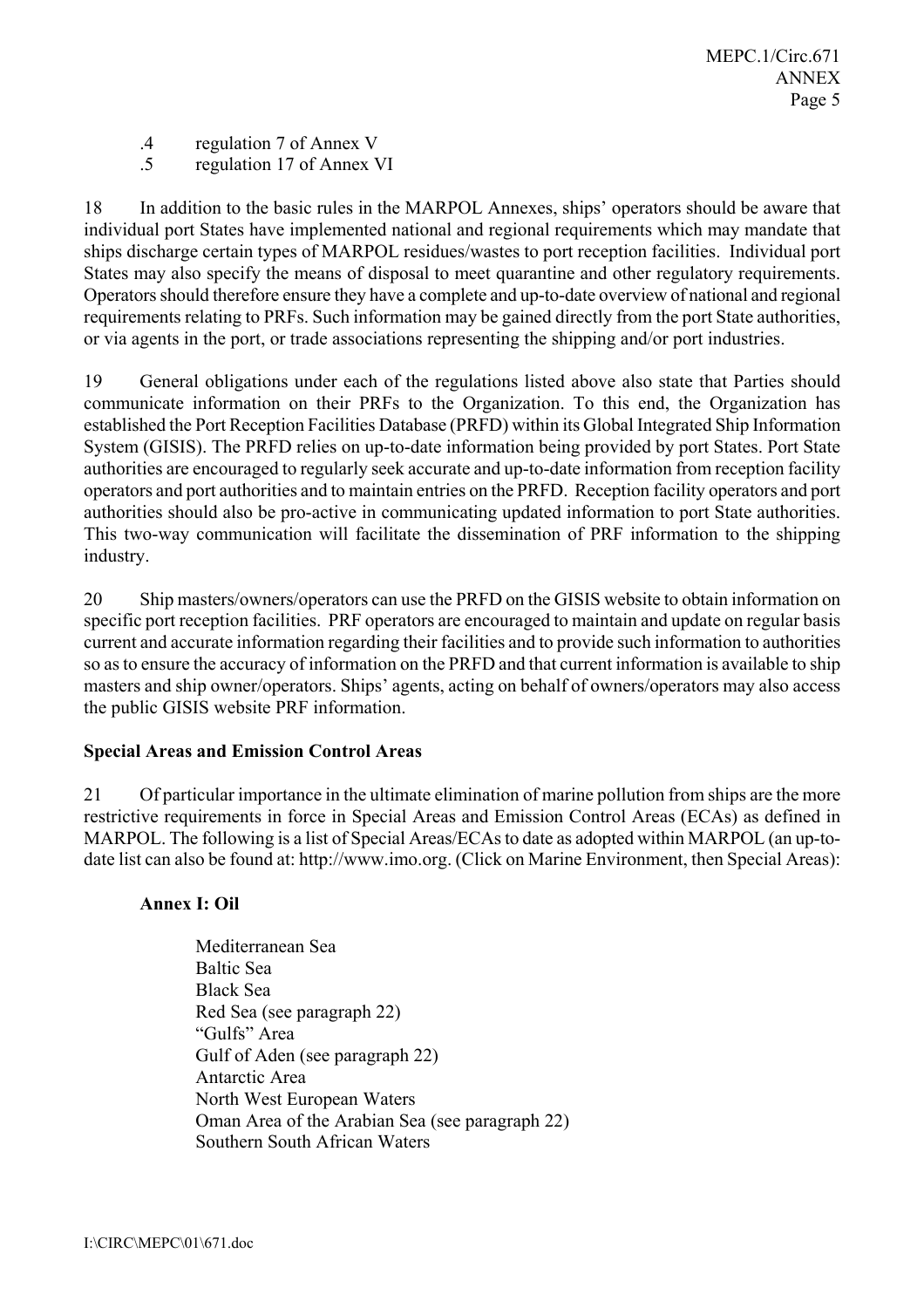.4 regulation 7 of Annex V
.5 regulation 17 of Annex VI

18 In addition to the basic rules in the MARPOL Annexes, ships' operators should be aware that individual port States have implemented national and regional requirements which may mandate that ships discharge certain types of MARPOL residues/wastes to port reception facilities. Individual port States may also specify the means of disposal to meet quarantine and other regulatory requirements. Operators should therefore ensure they have a complete and up-to-date overview of national and regional requirements relating to PRFs. Such information may be gained directly from the port State authorities, or via agents in the port, or trade associations representing the shipping and/or port industries.

19 General obligations under each of the regulations listed above also state that Parties should communicate information on their PRFs to the Organization. To this end, the Organization has established the Port Reception Facilities Database (PRFD) within its Global Integrated Ship Information System (GISIS). The PRFD relies on up-to-date information being provided by port States. Port State authorities are encouraged to regularly seek accurate and up-to-date information from reception facility operators and port authorities and to maintain entries on the PRFD. Reception facility operators and port authorities should also be pro-active in communicating updated information to port State authorities. This two-way communication will facilitate the dissemination of PRF information to the shipping industry.

20 Ship masters/owners/operators can use the PRFD on the GISIS website to obtain information on specific port reception facilities. PRF operators are encouraged to maintain and update on regular basis current and accurate information regarding their facilities and to provide such information to authorities so as to ensure the accuracy of information on the PRFD and that current information is available to ship masters and ship owner/operators. Ships' agents, acting on behalf of owners/operators may also access the public GISIS website PRF information.

**Special Areas and Emission Control Areas**

21 Of particular importance in the ultimate elimination of marine pollution from ships are the more restrictive requirements in force in Special Areas and Emission Control Areas (ECAs) as defined in MARPOL. The following is a list of Special Areas/ECAs to date as adopted within MARPOL (an up-to-date list can also be found at: http://www.imo.org. (Click on Marine Environment, then Special Areas):

**Annex I: Oil**

Mediterranean Sea
Baltic Sea
Black Sea
Red Sea (see paragraph 22)
"Gulfs" Area
Gulf of Aden (see paragraph 22)
Antarctic Area
North West European Waters
Oman Area of the Arabian Sea (see paragraph 22)
Southern South African Waters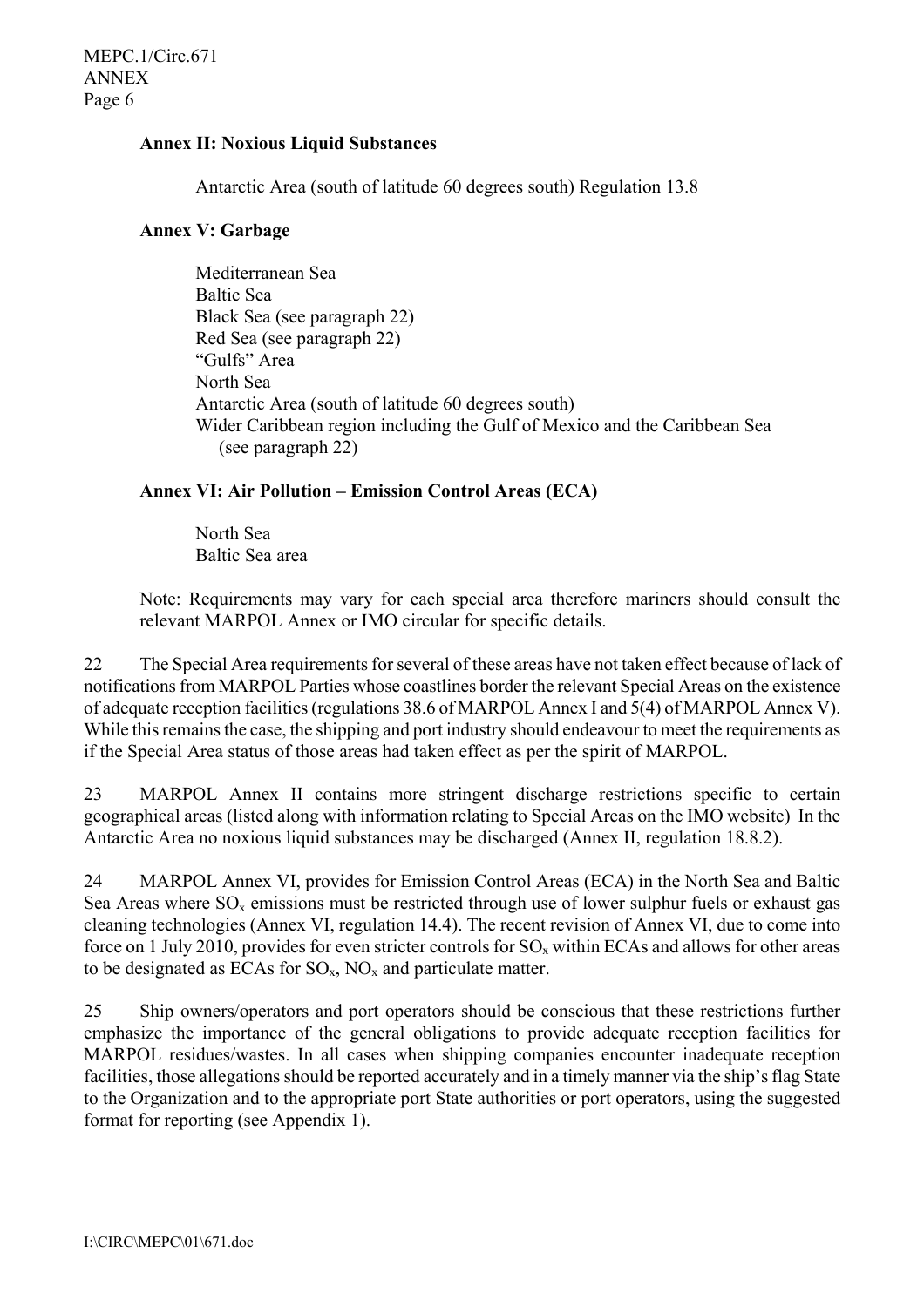**Annex II: Noxious Liquid Substances**

Antarctic Area (south of latitude 60 degrees south) Regulation 13.8

**Annex V: Garbage**

Mediterranean Sea
Baltic Sea
Black Sea (see paragraph 22)
Red Sea (see paragraph 22)
"Gulfs" Area
North Sea
Antarctic Area (south of latitude 60 degrees south)
Wider Caribbean region including the Gulf of Mexico and the Caribbean Sea (see paragraph 22)

**Annex VI: Air Pollution – Emission Control Areas (ECA)**

North Sea
Baltic Sea area

Note: Requirements may vary for each special area therefore mariners should consult the relevant MARPOL Annex or IMO circular for specific details.

22 The Special Area requirements for several of these areas have not taken effect because of lack of notifications from MARPOL Parties whose coastlines border the relevant Special Areas on the existence of adequate reception facilities (regulations 38.6 of MARPOL Annex I and 5(4) of MARPOL Annex V). While this remains the case, the shipping and port industry should endeavour to meet the requirements as if the Special Area status of those areas had taken effect as per the spirit of MARPOL.

23 MARPOL Annex II contains more stringent discharge restrictions specific to certain geographical areas (listed along with information relating to Special Areas on the IMO website) In the Antarctic Area no noxious liquid substances may be discharged (Annex II, regulation 18.8.2).

24 MARPOL Annex VI, provides for Emission Control Areas (ECA) in the North Sea and Baltic Sea Areas where $SO_x$ emissions must be restricted through use of lower sulphur fuels or exhaust gas cleaning technologies (Annex VI, regulation 14.4). The recent revision of Annex VI, due to come into force on 1 July 2010, provides for even stricter controls for $SO_x$ within ECAs and allows for other areas to be designated as ECAs for $SO_x$, $NO_x$ and particulate matter.

25 Ship owners/operators and port operators should be conscious that these restrictions further emphasize the importance of the general obligations to provide adequate reception facilities for MARPOL residues/wastes. In all cases when shipping companies encounter inadequate reception facilities, those allegations should be reported accurately and in a timely manner via the ship's flag State to the Organization and to the appropriate port State authorities or port operators, using the suggested format for reporting (see Appendix 1).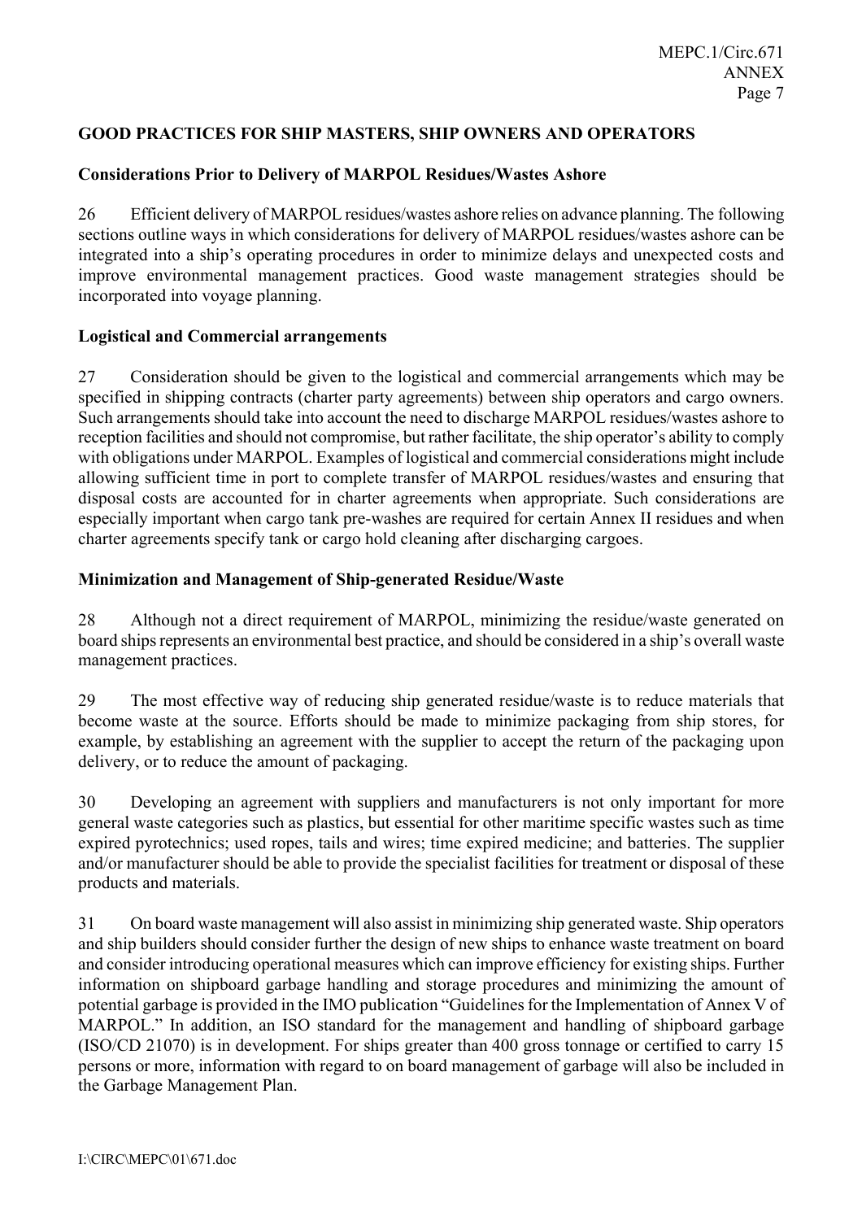## GOOD PRACTICES FOR SHIP MASTERS, SHIP OWNERS AND OPERATORS

### Considerations Prior to Delivery of MARPOL Residues/Wastes Ashore

26 Efficient delivery of MARPOL residues/wastes ashore relies on advance planning. The following sections outline ways in which considerations for delivery of MARPOL residues/wastes ashore can be integrated into a ship's operating procedures in order to minimize delays and unexpected costs and improve environmental management practices. Good waste management strategies should be incorporated into voyage planning.

### Logistical and Commercial arrangements

27 Consideration should be given to the logistical and commercial arrangements which may be specified in shipping contracts (charter party agreements) between ship operators and cargo owners. Such arrangements should take into account the need to discharge MARPOL residues/wastes ashore to reception facilities and should not compromise, but rather facilitate, the ship operator's ability to comply with obligations under MARPOL. Examples of logistical and commercial considerations might include allowing sufficient time in port to complete transfer of MARPOL residues/wastes and ensuring that disposal costs are accounted for in charter agreements when appropriate. Such considerations are especially important when cargo tank pre-washes are required for certain Annex II residues and when charter agreements specify tank or cargo hold cleaning after discharging cargoes.

### Minimization and Management of Ship-generated Residue/Waste

28 Although not a direct requirement of MARPOL, minimizing the residue/waste generated on board ships represents an environmental best practice, and should be considered in a ship's overall waste management practices.

29 The most effective way of reducing ship generated residue/waste is to reduce materials that become waste at the source. Efforts should be made to minimize packaging from ship stores, for example, by establishing an agreement with the supplier to accept the return of the packaging upon delivery, or to reduce the amount of packaging.

30 Developing an agreement with suppliers and manufacturers is not only important for more general waste categories such as plastics, but essential for other maritime specific wastes such as time expired pyrotechnics; used ropes, tails and wires; time expired medicine; and batteries. The supplier and/or manufacturer should be able to provide the specialist facilities for treatment or disposal of these products and materials.

31 On board waste management will also assist in minimizing ship generated waste. Ship operators and ship builders should consider further the design of new ships to enhance waste treatment on board and consider introducing operational measures which can improve efficiency for existing ships. Further information on shipboard garbage handling and storage procedures and minimizing the amount of potential garbage is provided in the IMO publication "Guidelines for the Implementation of Annex V of MARPOL." In addition, an ISO standard for the management and handling of shipboard garbage (ISO/CD 21070) is in development. For ships greater than 400 gross tonnage or certified to carry 15 persons or more, information with regard to on board management of garbage will also be included in the Garbage Management Plan.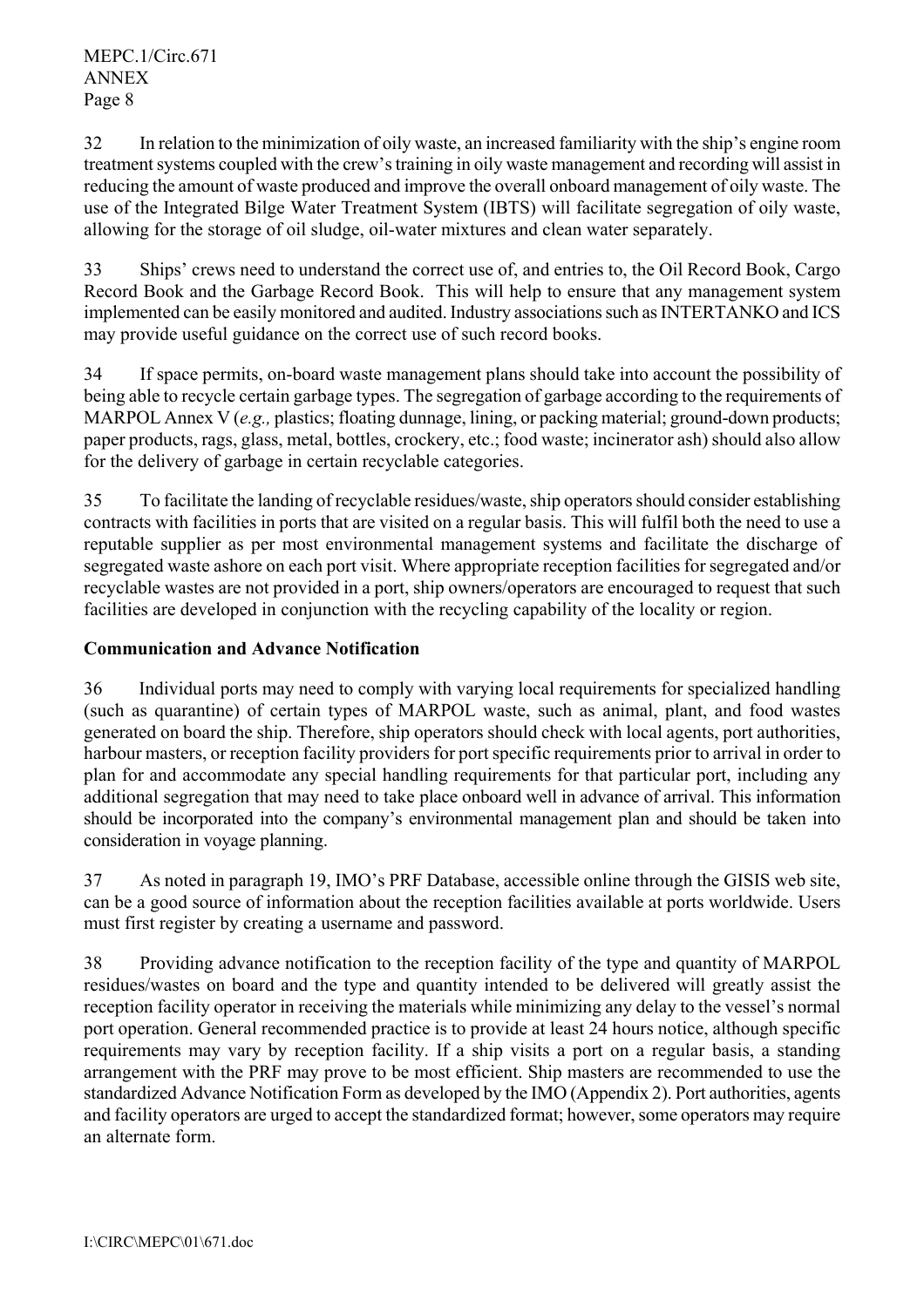32 In relation to the minimization of oily waste, an increased familiarity with the ship's engine room treatment systems coupled with the crew's training in oily waste management and recording will assist in reducing the amount of waste produced and improve the overall onboard management of oily waste. The use of the Integrated Bilge Water Treatment System (IBTS) will facilitate segregation of oily waste, allowing for the storage of oil sludge, oil-water mixtures and clean water separately.

33 Ships' crews need to understand the correct use of, and entries to, the Oil Record Book, Cargo Record Book and the Garbage Record Book. This will help to ensure that any management system implemented can be easily monitored and audited. Industry associations such as INTERTANKO and ICS may provide useful guidance on the correct use of such record books.

34 If space permits, on-board waste management plans should take into account the possibility of being able to recycle certain garbage types. The segregation of garbage according to the requirements of MARPOL Annex V (*e.g.,* plastics; floating dunnage, lining, or packing material; ground-down products; paper products, rags, glass, metal, bottles, crockery, etc.; food waste; incinerator ash) should also allow for the delivery of garbage in certain recyclable categories.

35 To facilitate the landing of recyclable residues/waste, ship operators should consider establishing contracts with facilities in ports that are visited on a regular basis. This will fulfil both the need to use a reputable supplier as per most environmental management systems and facilitate the discharge of segregated waste ashore on each port visit. Where appropriate reception facilities for segregated and/or recyclable wastes are not provided in a port, ship owners/operators are encouraged to request that such facilities are developed in conjunction with the recycling capability of the locality or region.

**Communication and Advance Notification**

36 Individual ports may need to comply with varying local requirements for specialized handling (such as quarantine) of certain types of MARPOL waste, such as animal, plant, and food wastes generated on board the ship. Therefore, ship operators should check with local agents, port authorities, harbour masters, or reception facility providers for port specific requirements prior to arrival in order to plan for and accommodate any special handling requirements for that particular port, including any additional segregation that may need to take place onboard well in advance of arrival. This information should be incorporated into the company's environmental management plan and should be taken into consideration in voyage planning.

37 As noted in paragraph 19, IMO's PRF Database, accessible online through the GISIS web site, can be a good source of information about the reception facilities available at ports worldwide. Users must first register by creating a username and password.

38 Providing advance notification to the reception facility of the type and quantity of MARPOL residues/wastes on board and the type and quantity intended to be delivered will greatly assist the reception facility operator in receiving the materials while minimizing any delay to the vessel's normal port operation. General recommended practice is to provide at least 24 hours notice, although specific requirements may vary by reception facility. If a ship visits a port on a regular basis, a standing arrangement with the PRF may prove to be most efficient. Ship masters are recommended to use the standardized Advance Notification Form as developed by the IMO (Appendix 2). Port authorities, agents and facility operators are urged to accept the standardized format; however, some operators may require an alternate form.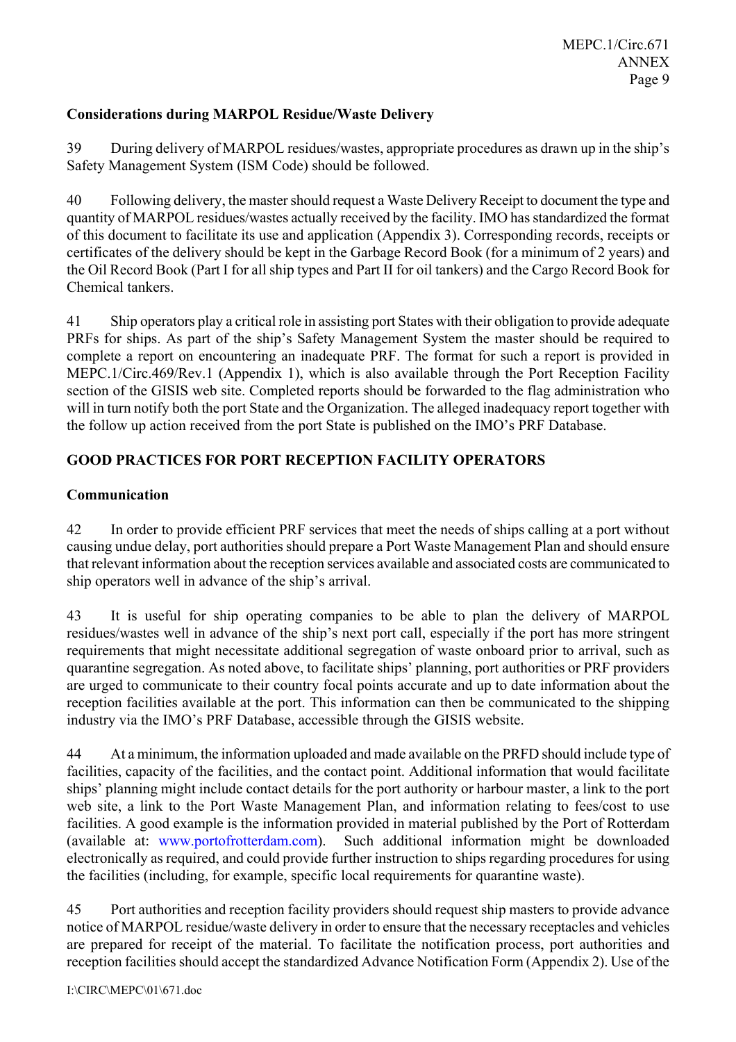**Considerations during MARPOL Residue/Waste Delivery**

39 During delivery of MARPOL residues/wastes, appropriate procedures as drawn up in the ship's Safety Management System (ISM Code) should be followed.

40 Following delivery, the master should request a Waste Delivery Receipt to document the type and quantity of MARPOL residues/wastes actually received by the facility. IMO has standardized the format of this document to facilitate its use and application (Appendix 3). Corresponding records, receipts or certificates of the delivery should be kept in the Garbage Record Book (for a minimum of 2 years) and the Oil Record Book (Part I for all ship types and Part II for oil tankers) and the Cargo Record Book for Chemical tankers.

41 Ship operators play a critical role in assisting port States with their obligation to provide adequate PRFs for ships. As part of the ship's Safety Management System the master should be required to complete a report on encountering an inadequate PRF. The format for such a report is provided in MEPC.1/Circ.469/Rev.1 (Appendix 1), which is also available through the Port Reception Facility section of the GISIS web site. Completed reports should be forwarded to the flag administration who will in turn notify both the port State and the Organization. The alleged inadequacy report together with the follow up action received from the port State is published on the IMO's PRF Database.

**GOOD PRACTICES FOR PORT RECEPTION FACILITY OPERATORS**

**Communication**

42 In order to provide efficient PRF services that meet the needs of ships calling at a port without causing undue delay, port authorities should prepare a Port Waste Management Plan and should ensure that relevant information about the reception services available and associated costs are communicated to ship operators well in advance of the ship's arrival.

43 It is useful for ship operating companies to be able to plan the delivery of MARPOL residues/wastes well in advance of the ship's next port call, especially if the port has more stringent requirements that might necessitate additional segregation of waste onboard prior to arrival, such as quarantine segregation. As noted above, to facilitate ships' planning, port authorities or PRF providers are urged to communicate to their country focal points accurate and up to date information about the reception facilities available at the port. This information can then be communicated to the shipping industry via the IMO's PRF Database, accessible through the GISIS website.

44 At a minimum, the information uploaded and made available on the PRFD should include type of facilities, capacity of the facilities, and the contact point. Additional information that would facilitate ships' planning might include contact details for the port authority or harbour master, a link to the port web site, a link to the Port Waste Management Plan, and information relating to fees/cost to use facilities. A good example is the information provided in material published by the Port of Rotterdam (available at: www.portofrotterdam.com). Such additional information might be downloaded electronically as required, and could provide further instruction to ships regarding procedures for using the facilities (including, for example, specific local requirements for quarantine waste).

45 Port authorities and reception facility providers should request ship masters to provide advance notice of MARPOL residue/waste delivery in order to ensure that the necessary receptacles and vehicles are prepared for receipt of the material. To facilitate the notification process, port authorities and reception facilities should accept the standardized Advance Notification Form (Appendix 2). Use of the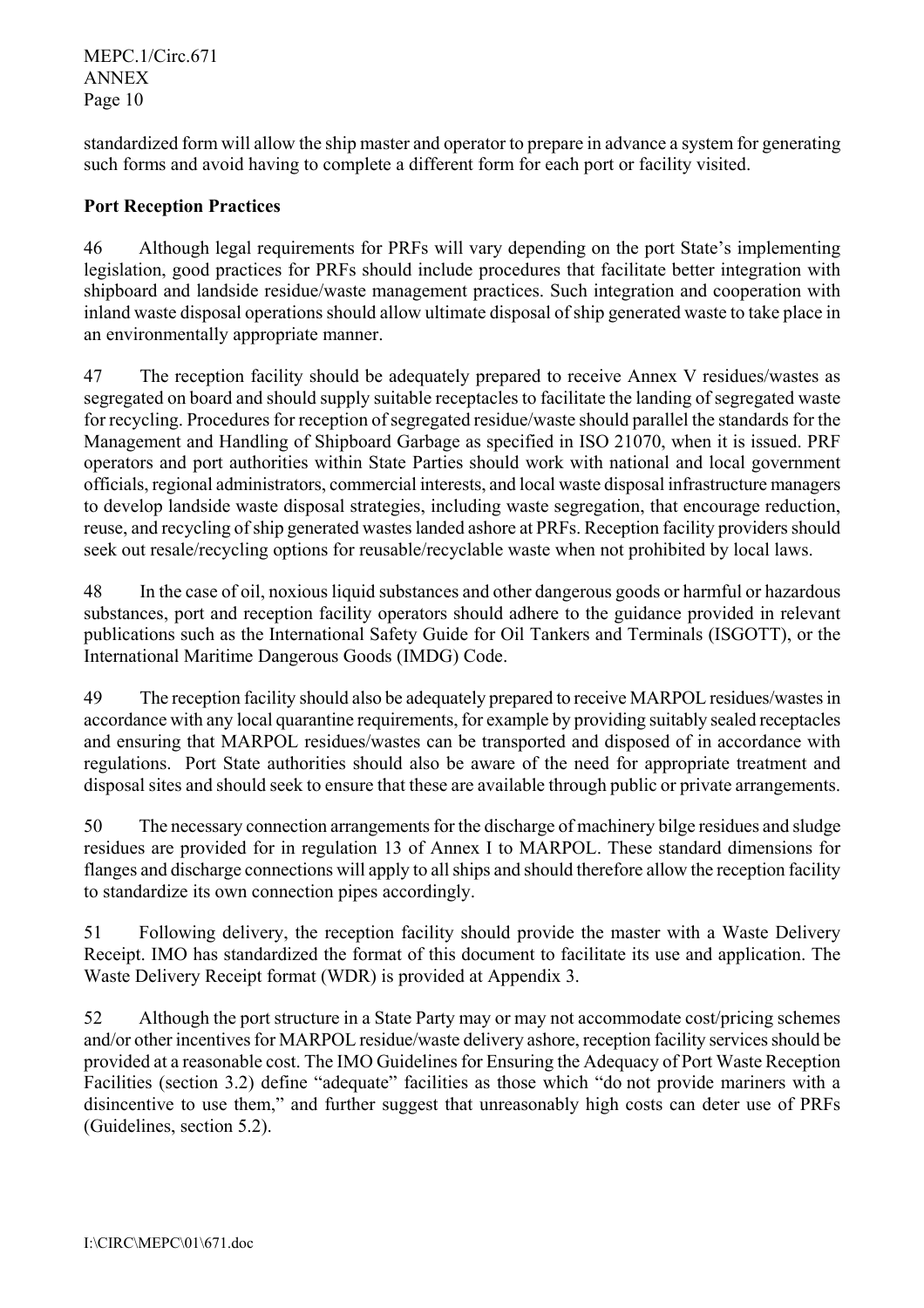standardized form will allow the ship master and operator to prepare in advance a system for generating such forms and avoid having to complete a different form for each port or facility visited.

**Port Reception Practices**

46 Although legal requirements for PRFs will vary depending on the port State's implementing legislation, good practices for PRFs should include procedures that facilitate better integration with shipboard and landside residue/waste management practices. Such integration and cooperation with inland waste disposal operations should allow ultimate disposal of ship generated waste to take place in an environmentally appropriate manner.

47 The reception facility should be adequately prepared to receive Annex V residues/wastes as segregated on board and should supply suitable receptacles to facilitate the landing of segregated waste for recycling. Procedures for reception of segregated residue/waste should parallel the standards for the Management and Handling of Shipboard Garbage as specified in ISO 21070, when it is issued. PRF operators and port authorities within State Parties should work with national and local government officials, regional administrators, commercial interests, and local waste disposal infrastructure managers to develop landside waste disposal strategies, including waste segregation, that encourage reduction, reuse, and recycling of ship generated wastes landed ashore at PRFs. Reception facility providers should seek out resale/recycling options for reusable/recyclable waste when not prohibited by local laws.

48 In the case of oil, noxious liquid substances and other dangerous goods or harmful or hazardous substances, port and reception facility operators should adhere to the guidance provided in relevant publications such as the International Safety Guide for Oil Tankers and Terminals (ISGOTT), or the International Maritime Dangerous Goods (IMDG) Code.

49 The reception facility should also be adequately prepared to receive MARPOL residues/wastes in accordance with any local quarantine requirements, for example by providing suitably sealed receptacles and ensuring that MARPOL residues/wastes can be transported and disposed of in accordance with regulations. Port State authorities should also be aware of the need for appropriate treatment and disposal sites and should seek to ensure that these are available through public or private arrangements.

50 The necessary connection arrangements for the discharge of machinery bilge residues and sludge residues are provided for in regulation 13 of Annex I to MARPOL. These standard dimensions for flanges and discharge connections will apply to all ships and should therefore allow the reception facility to standardize its own connection pipes accordingly.

51 Following delivery, the reception facility should provide the master with a Waste Delivery Receipt. IMO has standardized the format of this document to facilitate its use and application. The Waste Delivery Receipt format (WDR) is provided at Appendix 3.

52 Although the port structure in a State Party may or may not accommodate cost/pricing schemes and/or other incentives for MARPOL residue/waste delivery ashore, reception facility services should be provided at a reasonable cost. The IMO Guidelines for Ensuring the Adequacy of Port Waste Reception Facilities (section 3.2) define "adequate" facilities as those which "do not provide mariners with a disincentive to use them," and further suggest that unreasonably high costs can deter use of PRFs (Guidelines, section 5.2).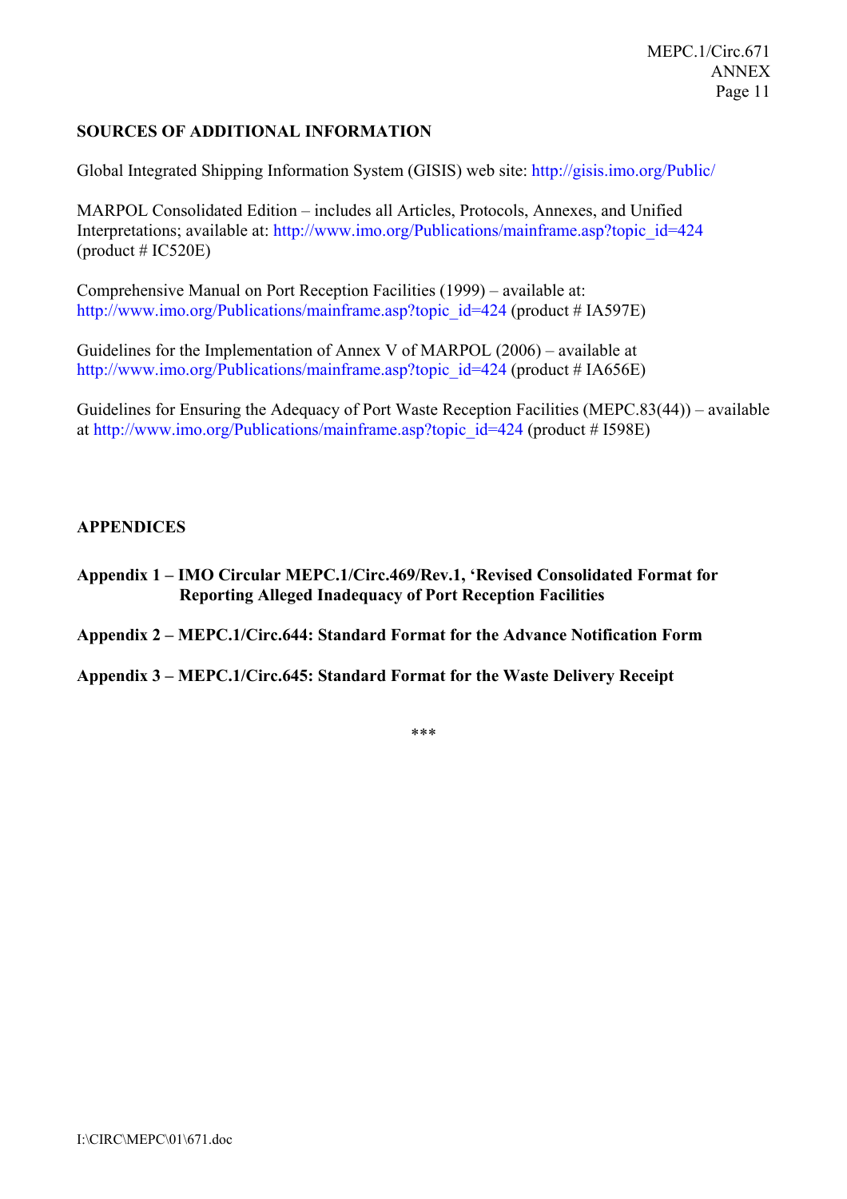**SOURCES OF ADDITIONAL INFORMATION**

Global Integrated Shipping Information System (GISIS) web site: http://gisis.imo.org/Public/

MARPOL Consolidated Edition – includes all Articles, Protocols, Annexes, and Unified Interpretations; available at: http://www.imo.org/Publications/mainframe.asp?topic_id=424 (product # IC520E)

Comprehensive Manual on Port Reception Facilities (1999) – available at: http://www.imo.org/Publications/mainframe.asp?topic_id=424 (product # IA597E)

Guidelines for the Implementation of Annex V of MARPOL (2006) – available at http://www.imo.org/Publications/mainframe.asp?topic_id=424 (product # IA656E)

Guidelines for Ensuring the Adequacy of Port Waste Reception Facilities (MEPC.83(44)) – available at http://www.imo.org/Publications/mainframe.asp?topic_id=424 (product # I598E)

**APPENDICES**

**Appendix 1 – IMO Circular MEPC.1/Circ.469/Rev.1, 'Revised Consolidated Format for Reporting Alleged Inadequacy of Port Reception Facilities**

**Appendix 2 – MEPC.1/Circ.644: Standard Format for the Advance Notification Form**

**Appendix 3 – MEPC.1/Circ.645: Standard Format for the Waste Delivery Receipt**

***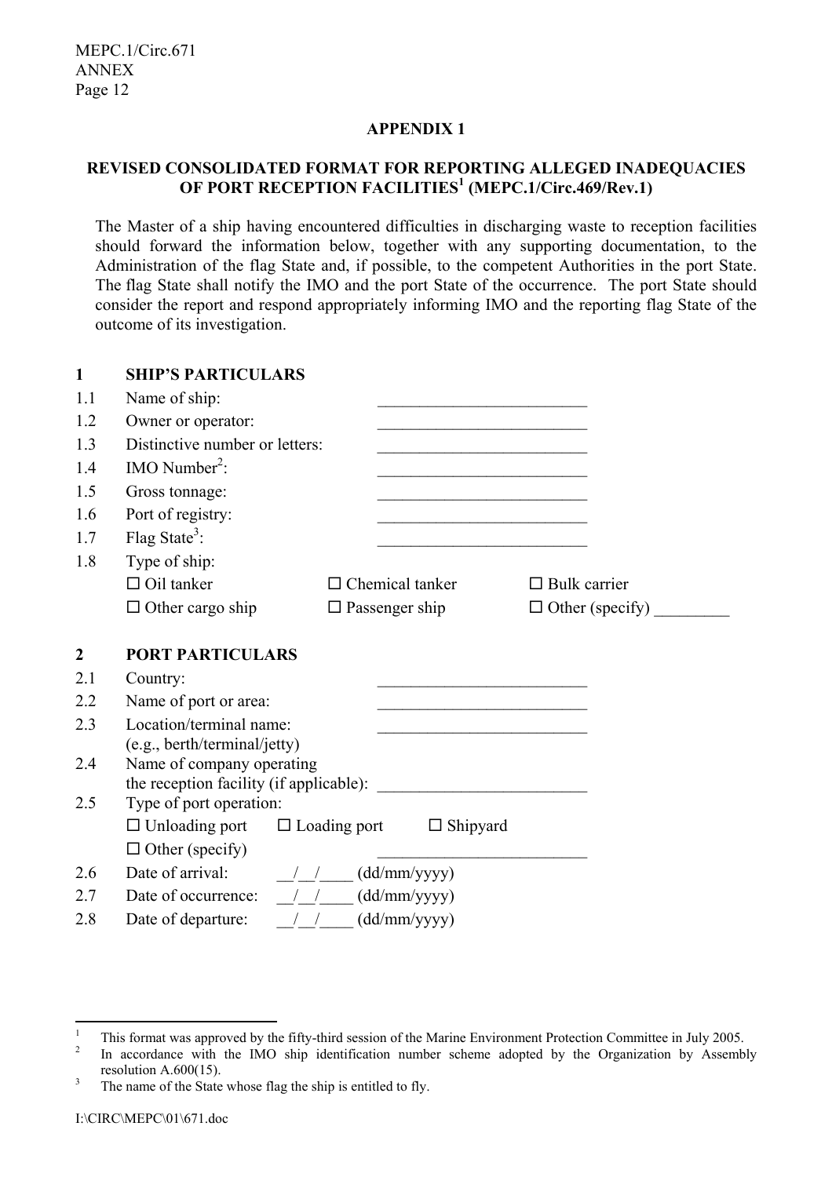## APPENDIX 1

### REVISED CONSOLIDATED FORMAT FOR REPORTING ALLEGED INADEQUACIES OF PORT RECEPTION FACILITIES[1] (MEPC.1/Circ.469/Rev.1)

The Master of a ship having encountered difficulties in discharging waste to reception facilities should forward the information below, together with any supporting documentation, to the Administration of the flag State and, if possible, to the competent Authorities in the port State. The flag State shall notify the IMO and the port State of the occurrence. The port State should consider the report and respond appropriately informing IMO and the reporting flag State of the outcome of its investigation.

**1 SHIP'S PARTICULARS**

1.1 Name of ship: _________________________

1.2 Owner or operator: _________________________

1.3 Distinctive number or letters: _________________________

1.4 IMO Number[2]: _________________________

1.5 Gross tonnage: _________________________

1.6 Port of registry: _________________________

1.7 Flag State[3]: _________________________

1.8 Type of ship:

☐ Oil tanker ☐ Chemical tanker ☐ Bulk carrier

☐ Other cargo ship ☐ Passenger ship ☐ Other (specify) _________

**2 PORT PARTICULARS**

2.1 Country: _________________________

2.2 Name of port or area: _________________________

2.3 Location/terminal name: _________________________
(e.g., berth/terminal/jetty)

2.4 Name of company operating
the reception facility (if applicable): _________________________

2.5 Type of port operation:

☐ Unloading port ☐ Loading port ☐ Shipyard

☐ Other (specify) _________________________

2.6 Date of arrival: __/__/____ (dd/mm/yyyy)

2.7 Date of occurrence: __/__/____ (dd/mm/yyyy)

2.8 Date of departure: __/__/____ (dd/mm/yyyy)

---

[1] This format was approved by the fifty-third session of the Marine Environment Protection Committee in July 2005.

[2] In accordance with the IMO ship identification number scheme adopted by the Organization by Assembly resolution A.600(15).

[3] The name of the State whose flag the ship is entitled to fly.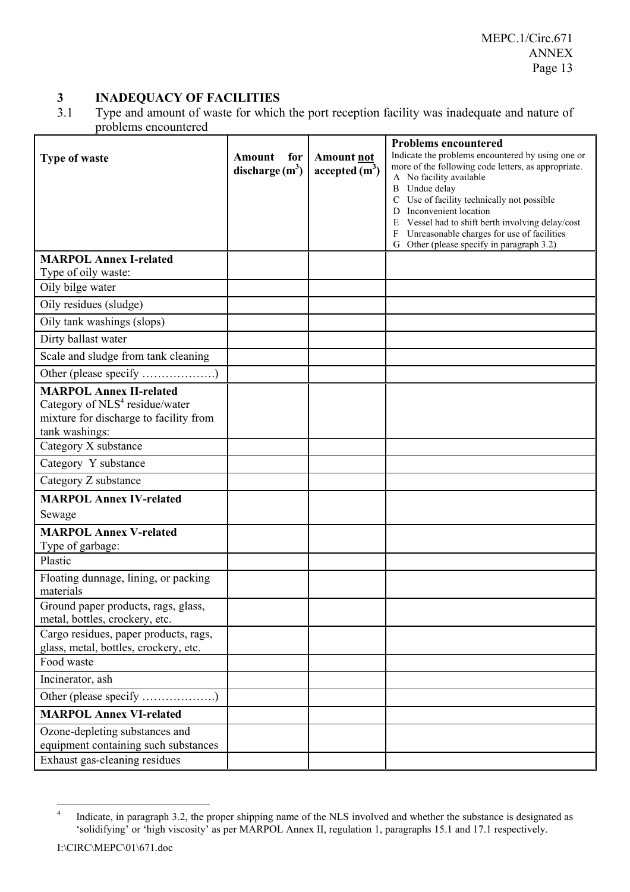## 3 INADEQUACY OF FACILITIES

3.1 Type and amount of waste for which the port reception facility was inadequate and nature of problems encountered

| Type of waste | Amount for discharge ($m^3$) | Amount **not** accepted ($m^3$) | **Problems encountered** Indicate the problems encountered by using one or more of the following code letters, as appropriate. A No facility available B Undue delay C Use of facility technically not possible D Inconvenient location E Vessel had to shift berth involving delay/cost F Unreasonable charges for use of facilities G Other (please specify in paragraph 3.2) |
|---|---|---|---|
| **MARPOL Annex I-related** Type of oily waste: | | | |
| Oily bilge water | | | |
| Oily residues (sludge) | | | |
| Oily tank washings (slops) | | | |
| Dirty ballast water | | | |
| Scale and sludge from tank cleaning | | | |
| Other (please specify ……………….) | | | |
| **MARPOL Annex II-related** Category of NLS[4] residue/water mixture for discharge to facility from tank washings: | | | |
| Category X substance | | | |
| Category Y substance | | | |
| Category Z substance | | | |
| **MARPOL Annex IV-related** Sewage | | | |
| **MARPOL Annex V-related** Type of garbage: | | | |
| Plastic | | | |
| Floating dunnage, lining, or packing materials | | | |
| Ground paper products, rags, glass, metal, bottles, crockery, etc. | | | |
| Cargo residues, paper products, rags, glass, metal, bottles, crockery, etc. | | | |
| Food waste | | | |
| Incinerator, ash | | | |
| Other (please specify ……………….) | | | |
| **MARPOL Annex VI-related** | | | |
| Ozone-depleting substances and equipment containing such substances | | | |
| Exhaust gas-cleaning residues | | | |

[4] Indicate, in paragraph 3.2, the proper shipping name of the NLS involved and whether the substance is designated as 'solidifying' or 'high viscosity' as per MARPOL Annex II, regulation 1, paragraphs 15.1 and 17.1 respectively.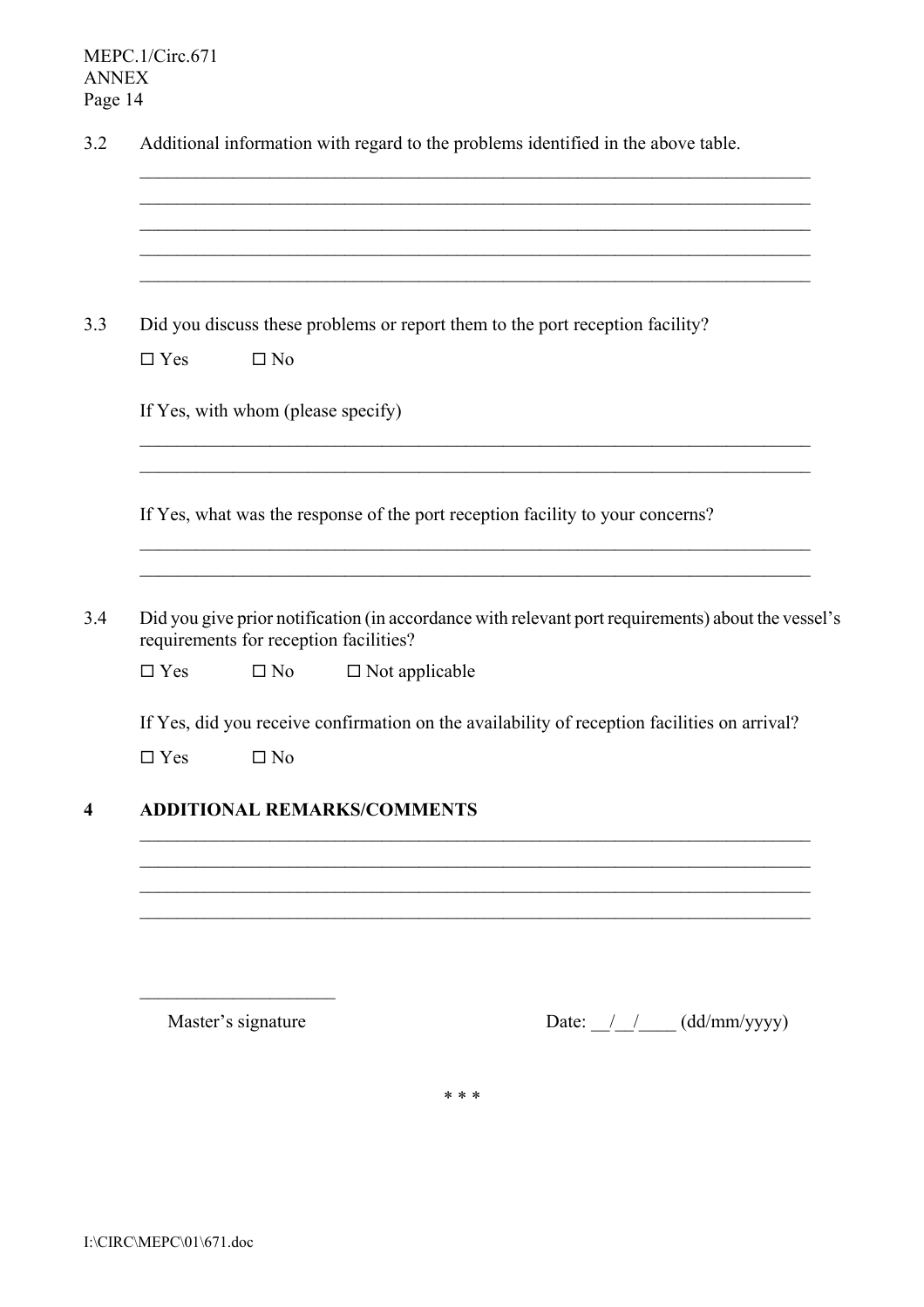3.2 Additional information with regard to the problems identified in the above table.

\_\_\_\_\_\_\_\_\_\_\_\_\_\_\_\_\_\_\_\_\_\_\_\_\_\_\_\_\_\_\_\_\_\_\_\_\_\_\_\_\_\_\_\_\_\_\_\_\_\_\_\_\_\_\_\_\_\_\_\_\_\_\_\_\_\_\_\_\_\_\_\_
\_\_\_\_\_\_\_\_\_\_\_\_\_\_\_\_\_\_\_\_\_\_\_\_\_\_\_\_\_\_\_\_\_\_\_\_\_\_\_\_\_\_\_\_\_\_\_\_\_\_\_\_\_\_\_\_\_\_\_\_\_\_\_\_\_\_\_\_\_\_\_\_
\_\_\_\_\_\_\_\_\_\_\_\_\_\_\_\_\_\_\_\_\_\_\_\_\_\_\_\_\_\_\_\_\_\_\_\_\_\_\_\_\_\_\_\_\_\_\_\_\_\_\_\_\_\_\_\_\_\_\_\_\_\_\_\_\_\_\_\_\_\_\_\_
\_\_\_\_\_\_\_\_\_\_\_\_\_\_\_\_\_\_\_\_\_\_\_\_\_\_\_\_\_\_\_\_\_\_\_\_\_\_\_\_\_\_\_\_\_\_\_\_\_\_\_\_\_\_\_\_\_\_\_\_\_\_\_\_\_\_\_\_\_\_\_\_
\_\_\_\_\_\_\_\_\_\_\_\_\_\_\_\_\_\_\_\_\_\_\_\_\_\_\_\_\_\_\_\_\_\_\_\_\_\_\_\_\_\_\_\_\_\_\_\_\_\_\_\_\_\_\_\_\_\_\_\_\_\_\_\_\_\_\_\_\_\_\_\_

3.3 Did you discuss these problems or report them to the port reception facility?

☐ Yes ☐ No

If Yes, with whom (please specify)

\_\_\_\_\_\_\_\_\_\_\_\_\_\_\_\_\_\_\_\_\_\_\_\_\_\_\_\_\_\_\_\_\_\_\_\_\_\_\_\_\_\_\_\_\_\_\_\_\_\_\_\_\_\_\_\_\_\_\_\_\_\_\_\_\_\_\_\_\_\_\_\_
\_\_\_\_\_\_\_\_\_\_\_\_\_\_\_\_\_\_\_\_\_\_\_\_\_\_\_\_\_\_\_\_\_\_\_\_\_\_\_\_\_\_\_\_\_\_\_\_\_\_\_\_\_\_\_\_\_\_\_\_\_\_\_\_\_\_\_\_\_\_\_\_

If Yes, what was the response of the port reception facility to your concerns?

\_\_\_\_\_\_\_\_\_\_\_\_\_\_\_\_\_\_\_\_\_\_\_\_\_\_\_\_\_\_\_\_\_\_\_\_\_\_\_\_\_\_\_\_\_\_\_\_\_\_\_\_\_\_\_\_\_\_\_\_\_\_\_\_\_\_\_\_\_\_\_\_
\_\_\_\_\_\_\_\_\_\_\_\_\_\_\_\_\_\_\_\_\_\_\_\_\_\_\_\_\_\_\_\_\_\_\_\_\_\_\_\_\_\_\_\_\_\_\_\_\_\_\_\_\_\_\_\_\_\_\_\_\_\_\_\_\_\_\_\_\_\_\_\_

3.4 Did you give prior notification (in accordance with relevant port requirements) about the vessel's requirements for reception facilities?

☐ Yes ☐ No ☐ Not applicable

If Yes, did you receive confirmation on the availability of reception facilities on arrival?

☐ Yes ☐ No

## 4 ADDITIONAL REMARKS/COMMENTS

\_\_\_\_\_\_\_\_\_\_\_\_\_\_\_\_\_\_\_\_\_\_\_\_\_\_\_\_\_\_\_\_\_\_\_\_\_\_\_\_\_\_\_\_\_\_\_\_\_\_\_\_\_\_\_\_\_\_\_\_\_\_\_\_\_\_\_\_\_\_\_\_
\_\_\_\_\_\_\_\_\_\_\_\_\_\_\_\_\_\_\_\_\_\_\_\_\_\_\_\_\_\_\_\_\_\_\_\_\_\_\_\_\_\_\_\_\_\_\_\_\_\_\_\_\_\_\_\_\_\_\_\_\_\_\_\_\_\_\_\_\_\_\_\_
\_\_\_\_\_\_\_\_\_\_\_\_\_\_\_\_\_\_\_\_\_\_\_\_\_\_\_\_\_\_\_\_\_\_\_\_\_\_\_\_\_\_\_\_\_\_\_\_\_\_\_\_\_\_\_\_\_\_\_\_\_\_\_\_\_\_\_\_\_\_\_\_
\_\_\_\_\_\_\_\_\_\_\_\_\_\_\_\_\_\_\_\_\_\_\_\_\_\_\_\_\_\_\_\_\_\_\_\_\_\_\_\_\_\_\_\_\_\_\_\_\_\_\_\_\_\_\_\_\_\_\_\_\_\_\_\_\_\_\_\_\_\_\_\_

\_\_\_\_\_\_\_\_\_\_\_\_\_\_\_\_\_\_\_\_

Master's signature Date: \_\_/\_\_/\_\_\_\_ (dd/mm/yyyy)

\* \* \*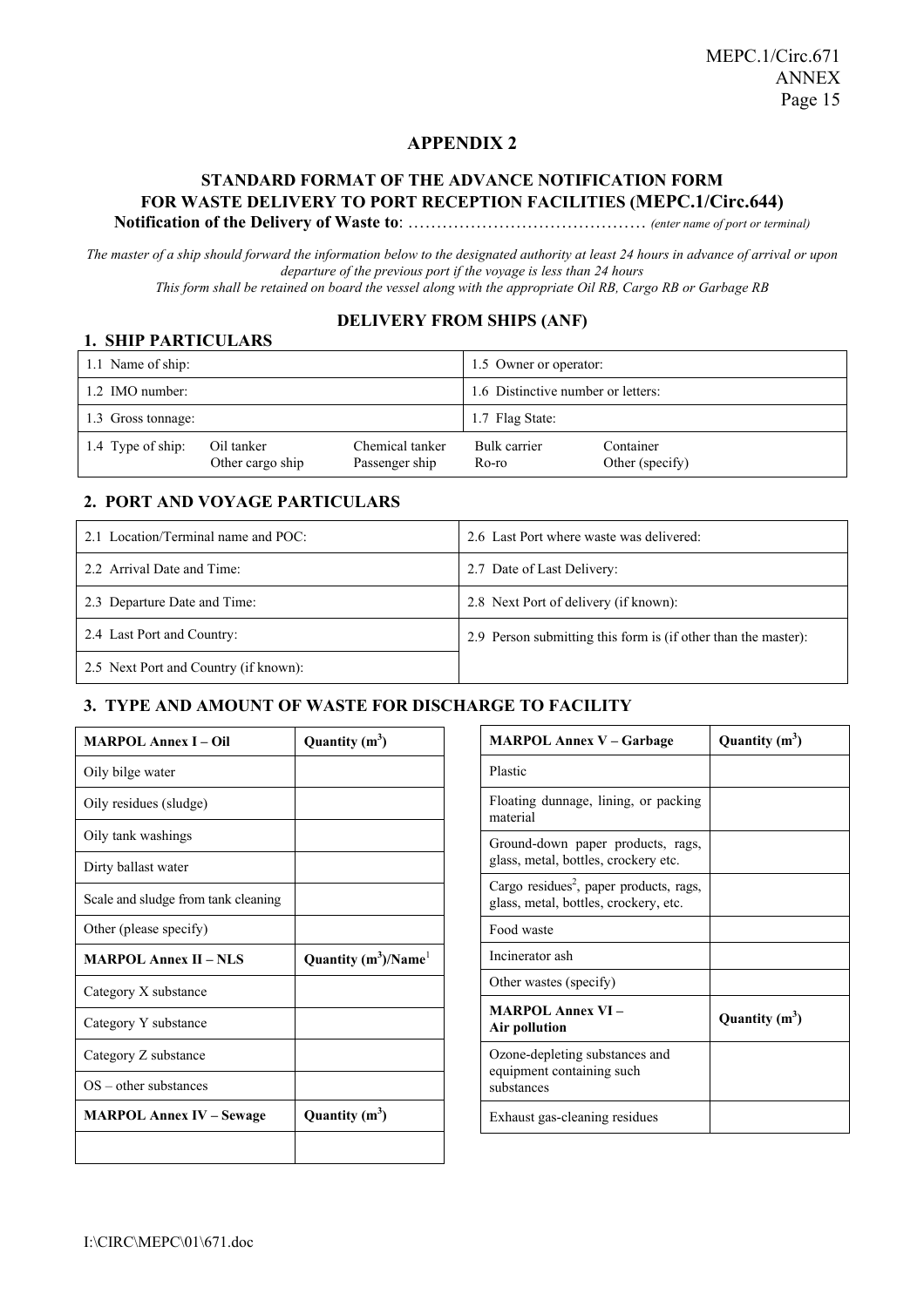## APPENDIX 2

### STANDARD FORMAT OF THE ADVANCE NOTIFICATION FORM FOR WASTE DELIVERY TO PORT RECEPTION FACILITIES (MEPC.1/Circ.644)

**Notification of the Delivery of Waste to**: …………………………………… *(enter name of port or terminal)*

*The master of a ship should forward the information below to the designated authority at least 24 hours in advance of arrival or upon departure of the previous port if the voyage is less than 24 hours*
*This form shall be retained on board the vessel along with the appropriate Oil RB, Cargo RB or Garbage RB*

### DELIVERY FROM SHIPS (ANF)

### 1. SHIP PARTICULARS

| | |
|---|---|
| 1.1 Name of ship: | 1.5 Owner or operator: |
| 1.2 IMO number: | 1.6 Distinctive number or letters: |
| 1.3 Gross tonnage: | 1.7 Flag State: |
| 1.4 Type of ship: Oil tanker / Other cargo ship / Chemical tanker / Passenger ship | Bulk carrier / Ro-ro / Container / Other (specify) |

### 2. PORT AND VOYAGE PARTICULARS

| | |
|---|---|
| 2.1 Location/Terminal name and POC: | 2.6 Last Port where waste was delivered: |
| 2.2 Arrival Date and Time: | 2.7 Date of Last Delivery: |
| 2.3 Departure Date and Time: | 2.8 Next Port of delivery (if known): |
| 2.4 Last Port and Country: | 2.9 Person submitting this form is (if other than the master): |
| 2.5 Next Port and Country (if known): | |

### 3. TYPE AND AMOUNT OF WASTE FOR DISCHARGE TO FACILITY

| **MARPOL Annex I – Oil** | **Quantity ($m^3$)** |
|---|---|
| Oily bilge water | |
| Oily residues (sludge) | |
| Oily tank washings | |
| Dirty ballast water | |
| Scale and sludge from tank cleaning | |
| Other (please specify) | |
| **MARPOL Annex II – NLS** | **Quantity ($m^3$)/Name**[1] |
| Category X substance | |
| Category Y substance | |
| Category Z substance | |
| OS – other substances | |
| **MARPOL Annex IV – Sewage** | **Quantity ($m^3$)** |
| | |

| **MARPOL Annex V – Garbage** | **Quantity ($m^3$)** |
|---|---|
| Plastic | |
| Floating dunnage, lining, or packing material | |
| Ground-down paper products, rags, glass, metal, bottles, crockery etc. | |
| Cargo residues[2], paper products, rags, glass, metal, bottles, crockery, etc. | |
| Food waste | |
| Incinerator ash | |
| Other wastes (specify) | |
| **MARPOL Annex VI – Air pollution** | **Quantity ($m^3$)** |
| Ozone-depleting substances and equipment containing such substances | |
| Exhaust gas-cleaning residues | |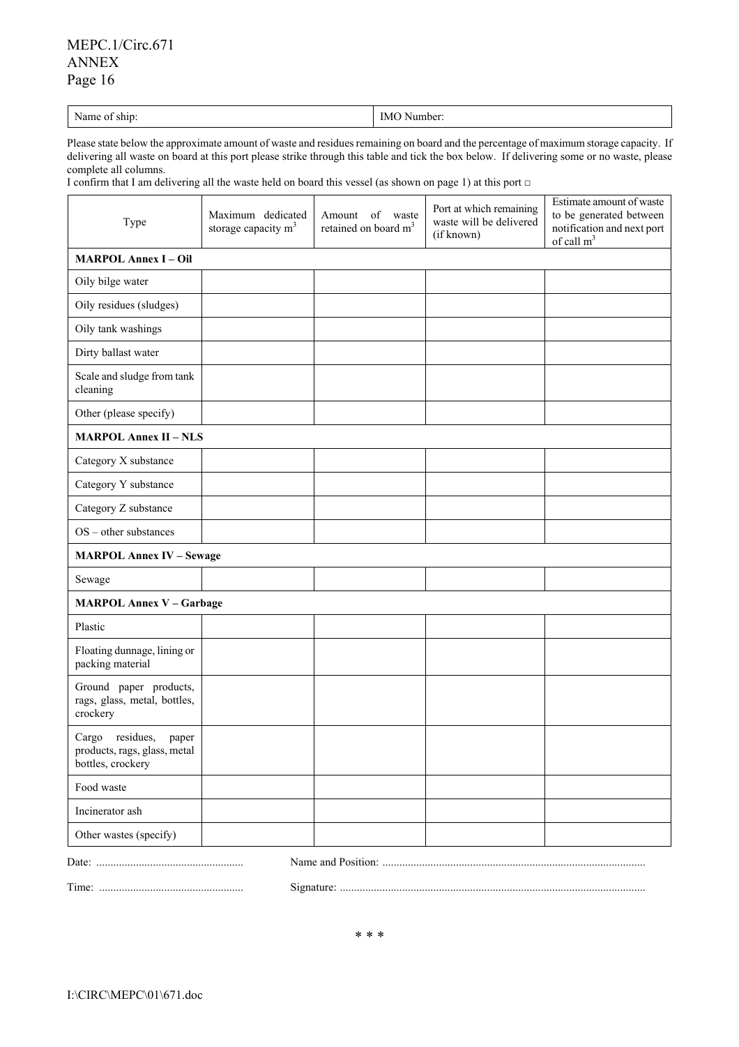| Name of ship: | IMO Number: |
|---|---|

Please state below the approximate amount of waste and residues remaining on board and the percentage of maximum storage capacity. If delivering all waste on board at this port please strike through this table and tick the box below. If delivering some or no waste, please complete all columns.

I confirm that I am delivering all the waste held on board this vessel (as shown on page 1) at this port □

| Type | Maximum dedicated storage capacity $m^3$ | Amount of waste retained on board $m^3$ | Port at which remaining waste will be delivered (if known) | Estimate amount of waste to be generated between notification and next port of call $m^3$ |
|---|---|---|---|---|
| **MARPOL Annex I – Oil** | | | | |
| Oily bilge water | | | | |
| Oily residues (sludges) | | | | |
| Oily tank washings | | | | |
| Dirty ballast water | | | | |
| Scale and sludge from tank cleaning | | | | |
| Other (please specify) | | | | |
| **MARPOL Annex II – NLS** | | | | |
| Category X substance | | | | |
| Category Y substance | | | | |
| Category Z substance | | | | |
| OS – other substances | | | | |
| **MARPOL Annex IV – Sewage** | | | | |
| Sewage | | | | |
| **MARPOL Annex V – Garbage** | | | | |
| Plastic | | | | |
| Floating dunnage, lining or packing material | | | | |
| Ground paper products, rags, glass, metal, bottles, crockery | | | | |
| Cargo residues, paper products, rags, glass, metal bottles, crockery | | | | |
| Food waste | | | | |
| Incinerator ash | | | | |
| Other wastes (specify) | | | | |

Date: ....................................................  Name and Position: ............................................................................................

Time: ...................................................  Signature: ...........................................................................................................

\* \* \*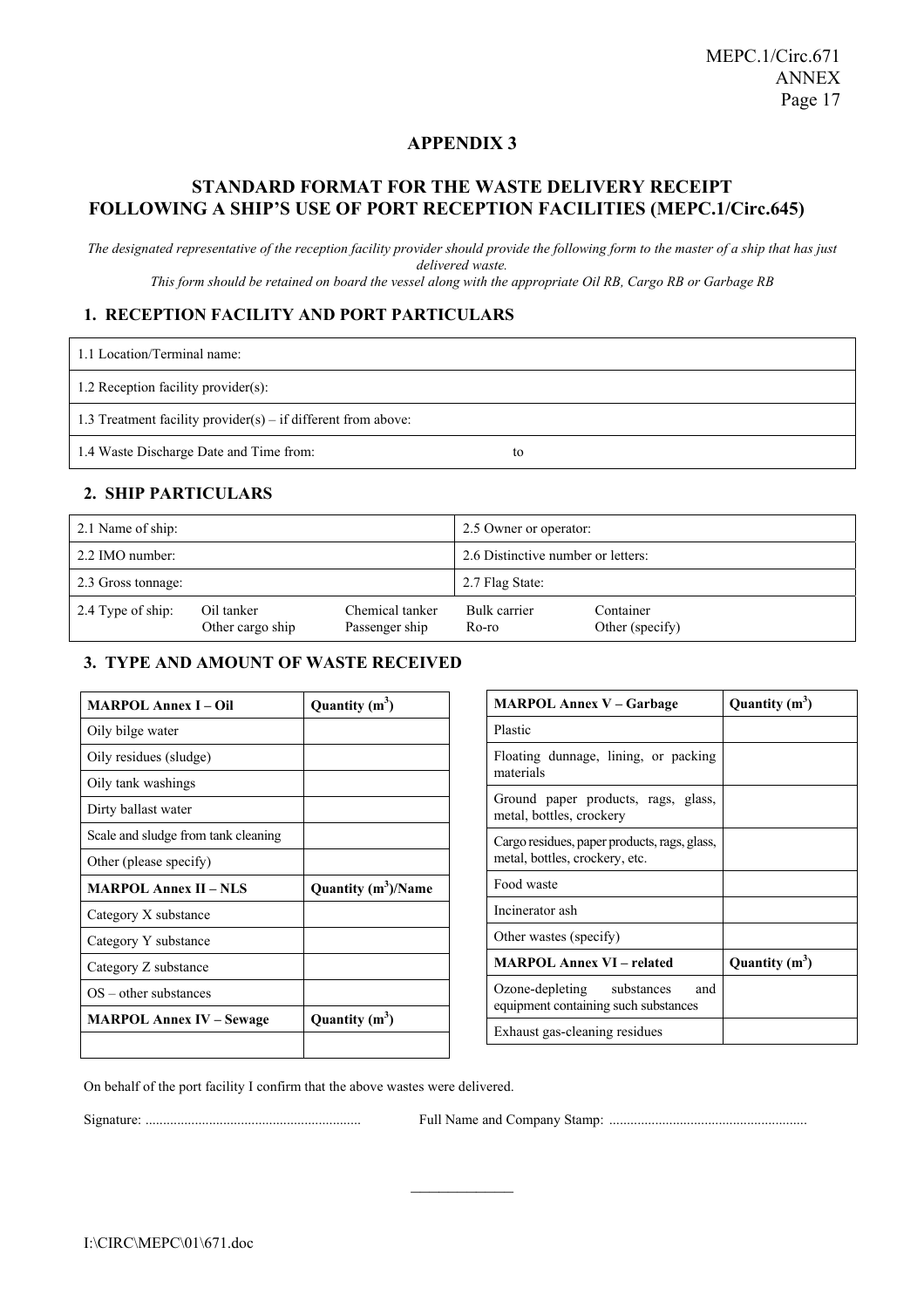## APPENDIX 3

## STANDARD FORMAT FOR THE WASTE DELIVERY RECEIPT FOLLOWING A SHIP'S USE OF PORT RECEPTION FACILITIES (MEPC.1/Circ.645)

*The designated representative of the reception facility provider should provide the following form to the master of a ship that has just delivered waste.*
*This form should be retained on board the vessel along with the appropriate Oil RB, Cargo RB or Garbage RB*

### 1. RECEPTION FACILITY AND PORT PARTICULARS

| |
|---|
| 1.1 Location/Terminal name: |
| 1.2 Reception facility provider(s): |
| 1.3 Treatment facility provider(s) – if different from above: |
| 1.4 Waste Discharge Date and Time from: to |

### 2. SHIP PARTICULARS

| | |
|---|---|
| 2.1 Name of ship: | 2.5 Owner or operator: |
| 2.2 IMO number: | 2.6 Distinctive number or letters: |
| 2.3 Gross tonnage: | 2.7 Flag State: |
| 2.4 Type of ship: Oil tanker / Other cargo ship / Chemical tanker / Passenger ship | Bulk carrier / Ro-ro / Container / Other (specify) |

### 3. TYPE AND AMOUNT OF WASTE RECEIVED

| **MARPOL Annex I – Oil** | **Quantity ($m^3$)** |
|---|---|
| Oily bilge water | |
| Oily residues (sludge) | |
| Oily tank washings | |
| Dirty ballast water | |
| Scale and sludge from tank cleaning | |
| Other (please specify) | |
| **MARPOL Annex II – NLS** | **Quantity ($m^3$)/Name** |
| Category X substance | |
| Category Y substance | |
| Category Z substance | |
| OS – other substances | |
| **MARPOL Annex IV – Sewage** | **Quantity ($m^3$)** |
| | |

| **MARPOL Annex V – Garbage** | **Quantity ($m^3$)** |
|---|---|
| Plastic | |
| Floating dunnage, lining, or packing materials | |
| Ground paper products, rags, glass, metal, bottles, crockery | |
| Cargo residues, paper products, rags, glass, metal, bottles, crockery, etc. | |
| Food waste | |
| Incinerator ash | |
| Other wastes (specify) | |
| **MARPOL Annex VI – related** | **Quantity ($m^3$)** |
| Ozone-depleting substances and equipment containing such substances | |
| Exhaust gas-cleaning residues | |

On behalf of the port facility I confirm that the above wastes were delivered.

Signature: ............................................................ Full Name and Company Stamp: ........................................................

I:\CIRC\MEPC\01\671.doc